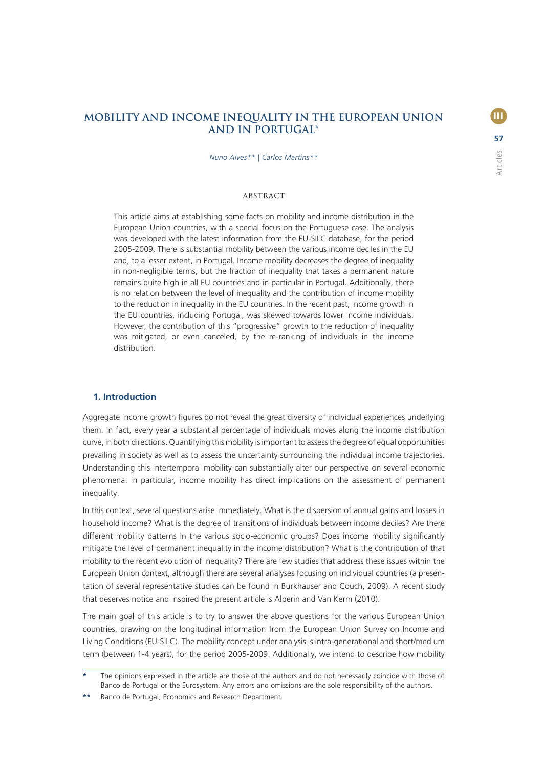# MOBILITY AND INCOME INEQUALITY IN THE EUROPEAN UNION AND IN PORTUGAL*

*Nuno Alves*** | *Carlos Martins***

## ABSTRACT

This article aims at establishing some facts on mobility and income distribution in the European Union countries, with a special focus on the Portuguese case. The analysis was developed with the latest information from the EU-SILC database, for the period 2005-2009. There is substantial mobility between the various income deciles in the EU and, to a lesser extent, in Portugal. Income mobility decreases the degree of inequality in non-negligible terms, but the fraction of inequality that takes a permanent nature remains quite high in all EU countries and in particular in Portugal. Additionally, there is no relation between the level of inequality and the contribution of income mobility to the reduction in inequality in the EU countries. In the recent past, income growth in the EU countries, including Portugal, was skewed towards lower income individuals. However, the contribution of this "progressive" growth to the reduction of inequality was mitigated, or even canceled, by the re-ranking of individuals in the income distribution.

## 1. Introduction

Aggregate income growth figures do not reveal the great diversity of individual experiences underlying them. In fact, every year a substantial percentage of individuals moves along the income distribution curve, in both directions. Quantifying this mobility is important to assess the degree of equal opportunities prevailing in society as well as to assess the uncertainty surrounding the individual income trajectories. Understanding this intertemporal mobility can substantially alter our perspective on several economic phenomena. In particular, income mobility has direct implications on the assessment of permanent inequality.

In this context, several questions arise immediately. What is the dispersion of annual gains and losses in household income? What is the degree of transitions of individuals between income deciles? Are there different mobility patterns in the various socio-economic groups? Does income mobility significantly mitigate the level of permanent inequality in the income distribution? What is the contribution of that mobility to the recent evolution of inequality? There are few studies that address these issues within the European Union context, although there are several analyses focusing on individual countries (a presentation of several representative studies can be found in Burkhauser and Couch, 2009). A recent study that deserves notice and inspired the present article is Alperin and Van Kerm (2010).

The main goal of this article is to try to answer the above questions for the various European Union countries, drawing on the longitudinal information from the European Union Survey on Income and Living Conditions (EU-SILC). The mobility concept under analysis is intra-generational and short/medium term (between 1-4 years), for the period 2005-2009. Additionally, we intend to describe how mobility

---

\* The opinions expressed in the article are those of the authors and do not necessarily coincide with those of Banco de Portugal or the Eurosystem. Any errors and omissions are the sole responsibility of the authors.

\*\* Banco de Portugal, Economics and Research Department.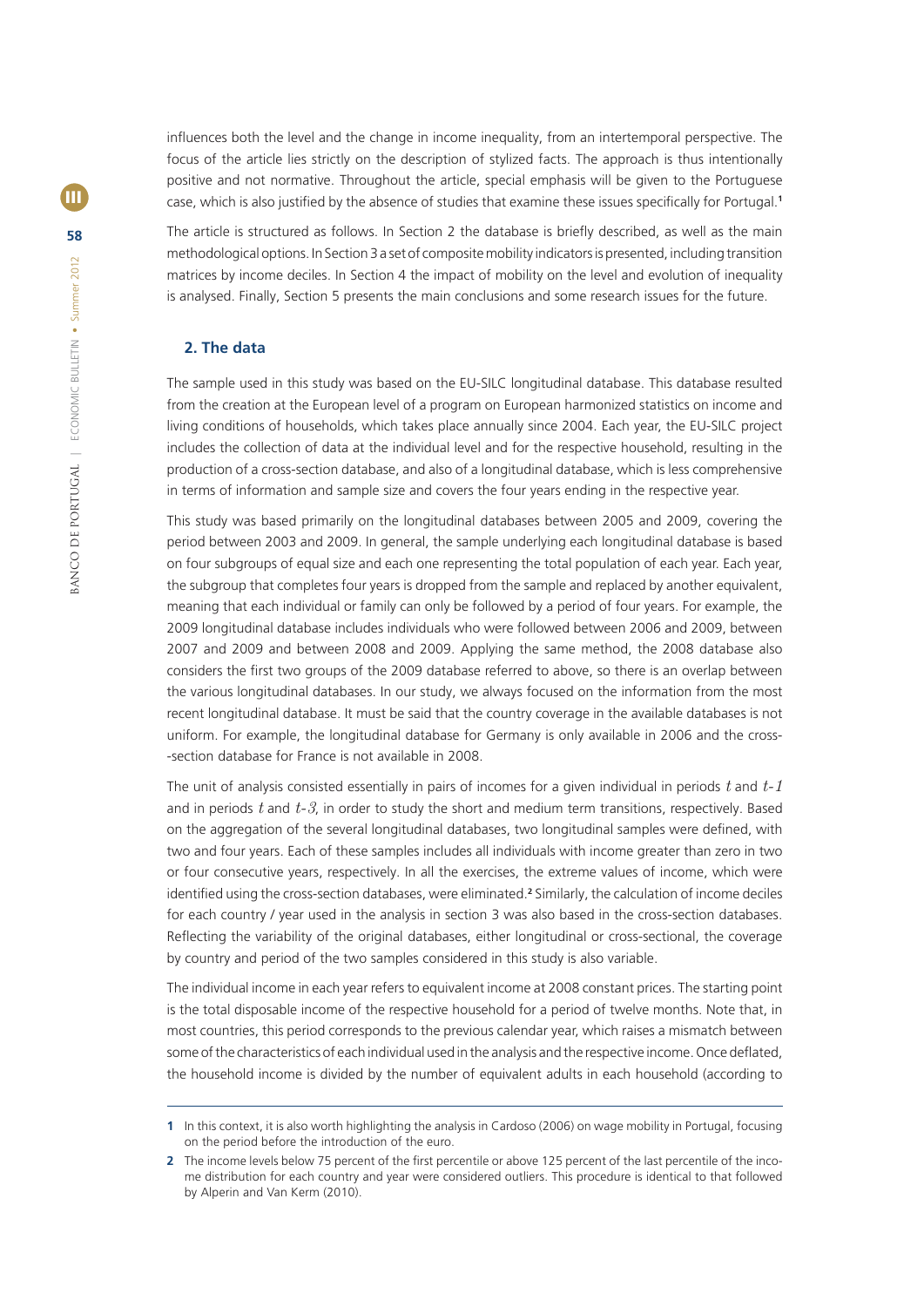influences both the level and the change in income inequality, from an intertemporal perspective. The focus of the article lies strictly on the description of stylized facts. The approach is thus intentionally positive and not normative. Throughout the article, special emphasis will be given to the Portuguese case, which is also justified by the absence of studies that examine these issues specifically for Portugal.[1]

The article is structured as follows. In Section 2 the database is briefly described, as well as the main methodological options. In Section 3 a set of composite mobility indicators is presented, including transition matrices by income deciles. In Section 4 the impact of mobility on the level and evolution of inequality is analysed. Finally, Section 5 presents the main conclusions and some research issues for the future.

## 2. The data

The sample used in this study was based on the EU-SILC longitudinal database. This database resulted from the creation at the European level of a program on European harmonized statistics on income and living conditions of households, which takes place annually since 2004. Each year, the EU-SILC project includes the collection of data at the individual level and for the respective household, resulting in the production of a cross-section database, and also of a longitudinal database, which is less comprehensive in terms of information and sample size and covers the four years ending in the respective year.

This study was based primarily on the longitudinal databases between 2005 and 2009, covering the period between 2003 and 2009. In general, the sample underlying each longitudinal database is based on four subgroups of equal size and each one representing the total population of each year. Each year, the subgroup that completes four years is dropped from the sample and replaced by another equivalent, meaning that each individual or family can only be followed by a period of four years. For example, the 2009 longitudinal database includes individuals who were followed between 2006 and 2009, between 2007 and 2009 and between 2008 and 2009. Applying the same method, the 2008 database also considers the first two groups of the 2009 database referred to above, so there is an overlap between the various longitudinal databases. In our study, we always focused on the information from the most recent longitudinal database. It must be said that the country coverage in the available databases is not uniform. For example, the longitudinal database for Germany is only available in 2006 and the cross-section database for France is not available in 2008.

The unit of analysis consisted essentially in pairs of incomes for a given individual in periods $t$ and $t-1$ and in periods $t$ and $t-3$, in order to study the short and medium term transitions, respectively. Based on the aggregation of the several longitudinal databases, two longitudinal samples were defined, with two and four years. Each of these samples includes all individuals with income greater than zero in two or four consecutive years, respectively. In all the exercises, the extreme values of income, which were identified using the cross-section databases, were eliminated.[2] Similarly, the calculation of income deciles for each country / year used in the analysis in section 3 was also based in the cross-section databases. Reflecting the variability of the original databases, either longitudinal or cross-sectional, the coverage by country and period of the two samples considered in this study is also variable.

The individual income in each year refers to equivalent income at 2008 constant prices. The starting point is the total disposable income of the respective household for a period of twelve months. Note that, in most countries, this period corresponds to the previous calendar year, which raises a mismatch between some of the characteristics of each individual used in the analysis and the respective income. Once deflated, the household income is divided by the number of equivalent adults in each household (according to

---

1 In this context, it is also worth highlighting the analysis in Cardoso (2006) on wage mobility in Portugal, focusing on the period before the introduction of the euro.

2 The income levels below 75 percent of the first percentile or above 125 percent of the last percentile of the income distribution for each country and year were considered outliers. This procedure is identical to that followed by Alperin and Van Kerm (2010).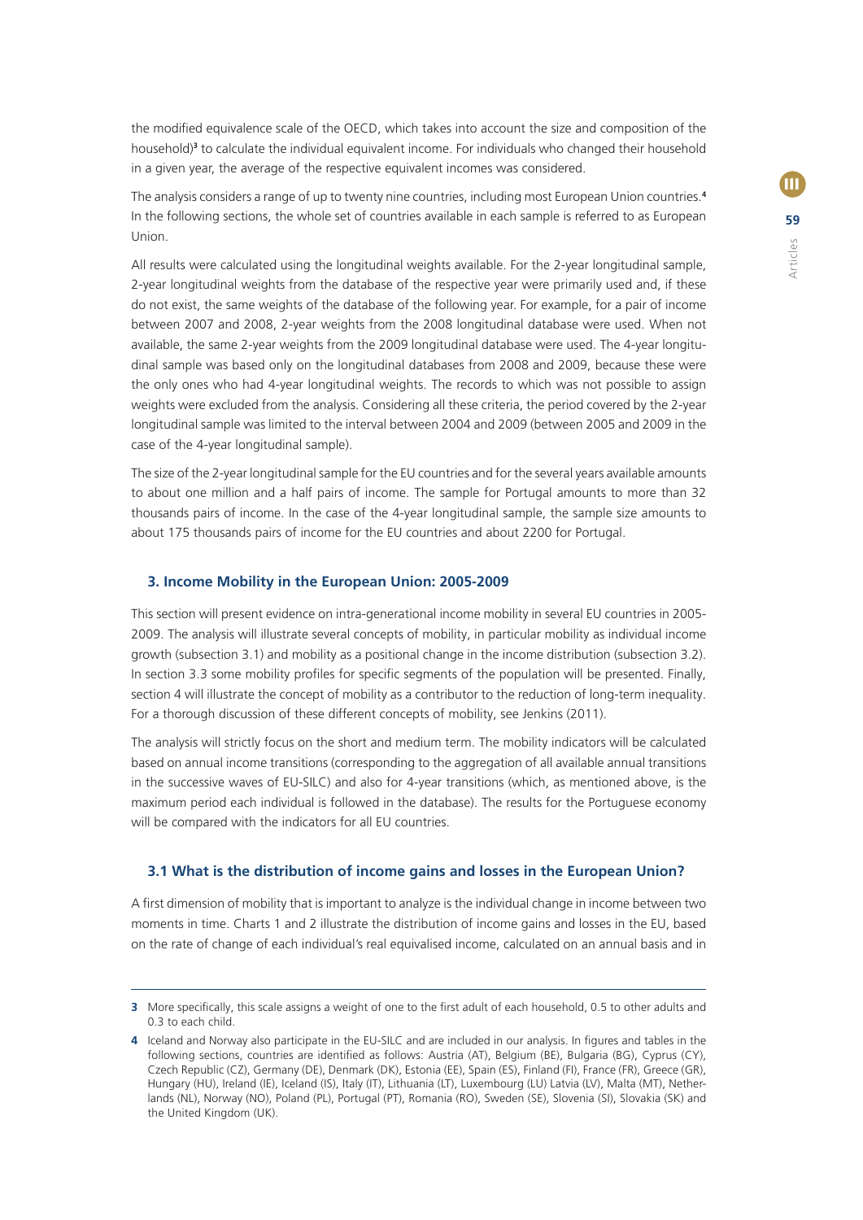the modified equivalence scale of the OECD, which takes into account the size and composition of the household)[3] to calculate the individual equivalent income. For individuals who changed their household in a given year, the average of the respective equivalent incomes was considered.

The analysis considers a range of up to twenty nine countries, including most European Union countries.[4] In the following sections, the whole set of countries available in each sample is referred to as European Union.

All results were calculated using the longitudinal weights available. For the 2-year longitudinal sample, 2-year longitudinal weights from the database of the respective year were primarily used and, if these do not exist, the same weights of the database of the following year. For example, for a pair of income between 2007 and 2008, 2-year weights from the 2008 longitudinal database were used. When not available, the same 2-year weights from the 2009 longitudinal database were used. The 4-year longitudinal sample was based only on the longitudinal databases from 2008 and 2009, because these were the only ones who had 4-year longitudinal weights. The records to which was not possible to assign weights were excluded from the analysis. Considering all these criteria, the period covered by the 2-year longitudinal sample was limited to the interval between 2004 and 2009 (between 2005 and 2009 in the case of the 4-year longitudinal sample).

The size of the 2-year longitudinal sample for the EU countries and for the several years available amounts to about one million and a half pairs of income. The sample for Portugal amounts to more than 32 thousands pairs of income. In the case of the 4-year longitudinal sample, the sample size amounts to about 175 thousands pairs of income for the EU countries and about 2200 for Portugal.

### 3. Income Mobility in the European Union: 2005-2009

This section will present evidence on intra-generational income mobility in several EU countries in 2005-2009. The analysis will illustrate several concepts of mobility, in particular mobility as individual income growth (subsection 3.1) and mobility as a positional change in the income distribution (subsection 3.2). In section 3.3 some mobility profiles for specific segments of the population will be presented. Finally, section 4 will illustrate the concept of mobility as a contributor to the reduction of long-term inequality. For a thorough discussion of these different concepts of mobility, see Jenkins (2011).

The analysis will strictly focus on the short and medium term. The mobility indicators will be calculated based on annual income transitions (corresponding to the aggregation of all available annual transitions in the successive waves of EU-SILC) and also for 4-year transitions (which, as mentioned above, is the maximum period each individual is followed in the database). The results for the Portuguese economy will be compared with the indicators for all EU countries.

### 3.1 What is the distribution of income gains and losses in the European Union?

A first dimension of mobility that is important to analyze is the individual change in income between two moments in time. Charts 1 and 2 illustrate the distribution of income gains and losses in the EU, based on the rate of change of each individual's real equivalised income, calculated on an annual basis and in

---

**3** More specifically, this scale assigns a weight of one to the first adult of each household, 0.5 to other adults and 0.3 to each child.

**4** Iceland and Norway also participate in the EU-SILC and are included in our analysis. In figures and tables in the following sections, countries are identified as follows: Austria (AT), Belgium (BE), Bulgaria (BG), Cyprus (CY), Czech Republic (CZ), Germany (DE), Denmark (DK), Estonia (EE), Spain (ES), Finland (FI), France (FR), Greece (GR), Hungary (HU), Ireland (IE), Iceland (IS), Italy (IT), Lithuania (LT), Luxembourg (LU) Latvia (LV), Malta (MT), Netherlands (NL), Norway (NO), Poland (PL), Portugal (PT), Romania (RO), Sweden (SE), Slovenia (SI), Slovakia (SK) and the United Kingdom (UK).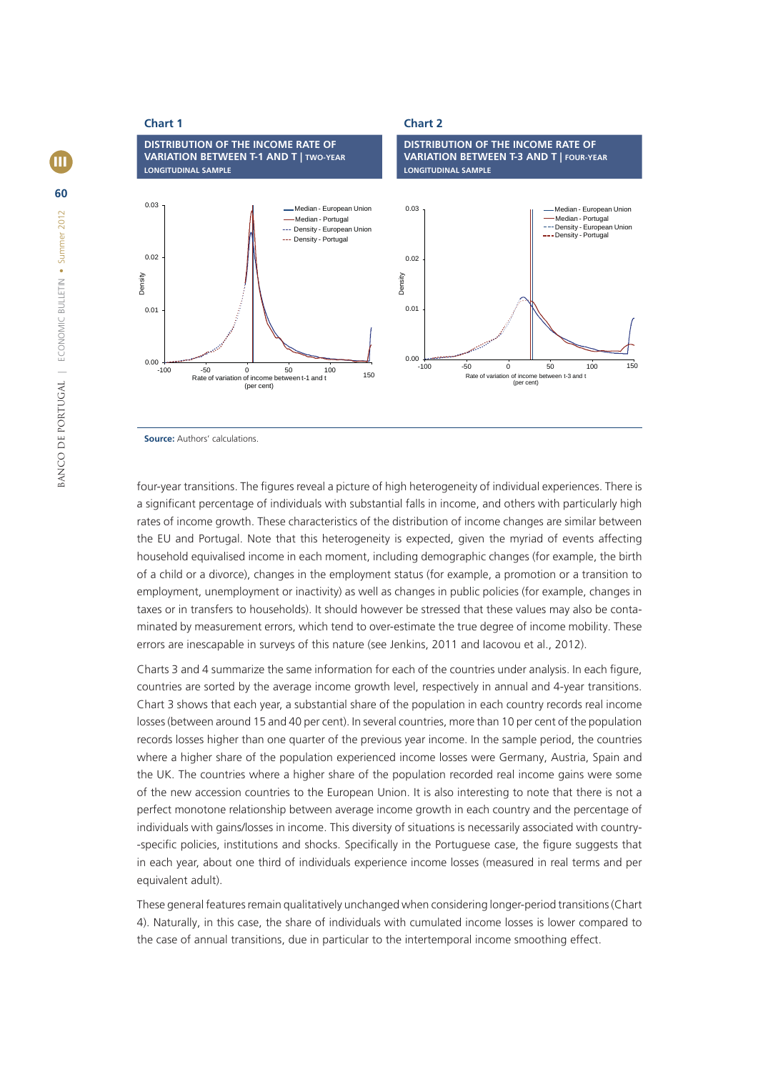**Chart 1**

**DISTRIBUTION OF THE INCOME RATE OF VARIATION BETWEEN T-1 AND T | TWO-YEAR LONGITUDINAL SAMPLE**

**Chart 2**

**DISTRIBUTION OF THE INCOME RATE OF VARIATION BETWEEN T-3 AND T | FOUR-YEAR LONGITUDINAL SAMPLE**

**Source:** Authors' calculations.

four-year transitions. The figures reveal a picture of high heterogeneity of individual experiences. There is a significant percentage of individuals with substantial falls in income, and others with particularly high rates of income growth. These characteristics of the distribution of income changes are similar between the EU and Portugal. Note that this heterogeneity is expected, given the myriad of events affecting household equivalised income in each moment, including demographic changes (for example, the birth of a child or a divorce), changes in the employment status (for example, a promotion or a transition to employment, unemployment or inactivity) as well as changes in public policies (for example, changes in taxes or in transfers to households). It should however be stressed that these values may also be contaminated by measurement errors, which tend to over-estimate the true degree of income mobility. These errors are inescapable in surveys of this nature (see Jenkins, 2011 and Iacovou et al., 2012).

Charts 3 and 4 summarize the same information for each of the countries under analysis. In each figure, countries are sorted by the average income growth level, respectively in annual and 4-year transitions. Chart 3 shows that each year, a substantial share of the population in each country records real income losses (between around 15 and 40 per cent). In several countries, more than 10 per cent of the population records losses higher than one quarter of the previous year income. In the sample period, the countries where a higher share of the population experienced income losses were Germany, Austria, Spain and the UK. The countries where a higher share of the population recorded real income gains were some of the new accession countries to the European Union. It is also interesting to note that there is not a perfect monotone relationship between average income growth in each country and the percentage of individuals with gains/losses in income. This diversity of situations is necessarily associated with country-specific policies, institutions and shocks. Specifically in the Portuguese case, the figure suggests that in each year, about one third of individuals experience income losses (measured in real terms and per equivalent adult).

These general features remain qualitatively unchanged when considering longer-period transitions (Chart 4). Naturally, in this case, the share of individuals with cumulated income losses is lower compared to the case of annual transitions, due in particular to the intertemporal income smoothing effect.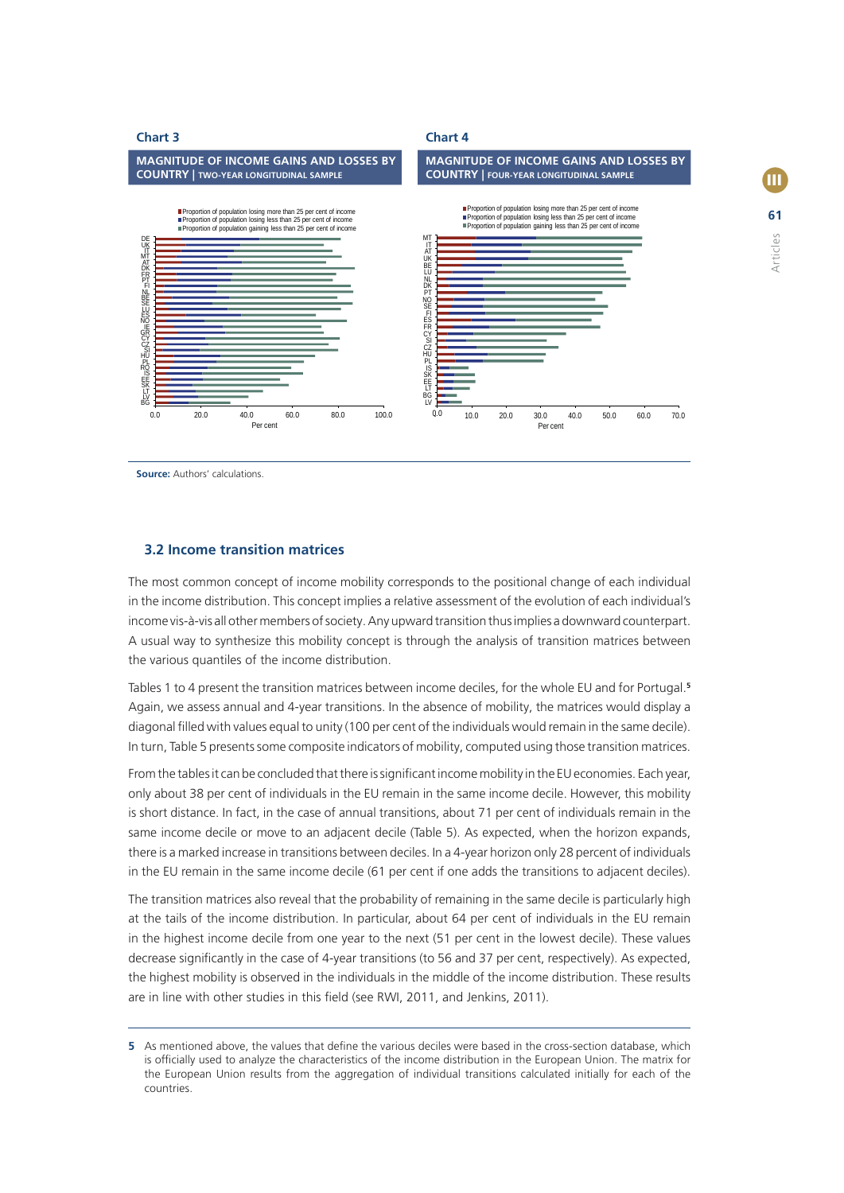**Chart 3**

**MAGNITUDE OF INCOME GAINS AND LOSSES BY COUNTRY | TWO-YEAR LONGITUDINAL SAMPLE**

**Chart 4**

**MAGNITUDE OF INCOME GAINS AND LOSSES BY COUNTRY | FOUR-YEAR LONGITUDINAL SAMPLE**

**Source:** Authors' calculations.

### 3.2 Income transition matrices

The most common concept of income mobility corresponds to the positional change of each individual in the income distribution. This concept implies a relative assessment of the evolution of each individual's income vis-à-vis all other members of society. Any upward transition thus implies a downward counterpart. A usual way to synthesize this mobility concept is through the analysis of transition matrices between the various quantiles of the income distribution.

Tables 1 to 4 present the transition matrices between income deciles, for the whole EU and for Portugal.[5] Again, we assess annual and 4-year transitions. In the absence of mobility, the matrices would display a diagonal filled with values equal to unity (100 per cent of the individuals would remain in the same decile). In turn, Table 5 presents some composite indicators of mobility, computed using those transition matrices.

From the tables it can be concluded that there is significant income mobility in the EU economies. Each year, only about 38 per cent of individuals in the EU remain in the same income decile. However, this mobility is short distance. In fact, in the case of annual transitions, about 71 per cent of individuals remain in the same income decile or move to an adjacent decile (Table 5). As expected, when the horizon expands, there is a marked increase in transitions between deciles. In a 4-year horizon only 28 percent of individuals in the EU remain in the same income decile (61 per cent if one adds the transitions to adjacent deciles).

The transition matrices also reveal that the probability of remaining in the same decile is particularly high at the tails of the income distribution. In particular, about 64 per cent of individuals in the EU remain in the highest income decile from one year to the next (51 per cent in the lowest decile). These values decrease significantly in the case of 4-year transitions (to 56 and 37 per cent, respectively). As expected, the highest mobility is observed in the individuals in the middle of the income distribution. These results are in line with other studies in this field (see RWI, 2011, and Jenkins, 2011).

---

5 As mentioned above, the values that define the various deciles were based in the cross-section database, which is officially used to analyze the characteristics of the income distribution in the European Union. The matrix for the European Union results from the aggregation of individual transitions calculated initially for each of the countries.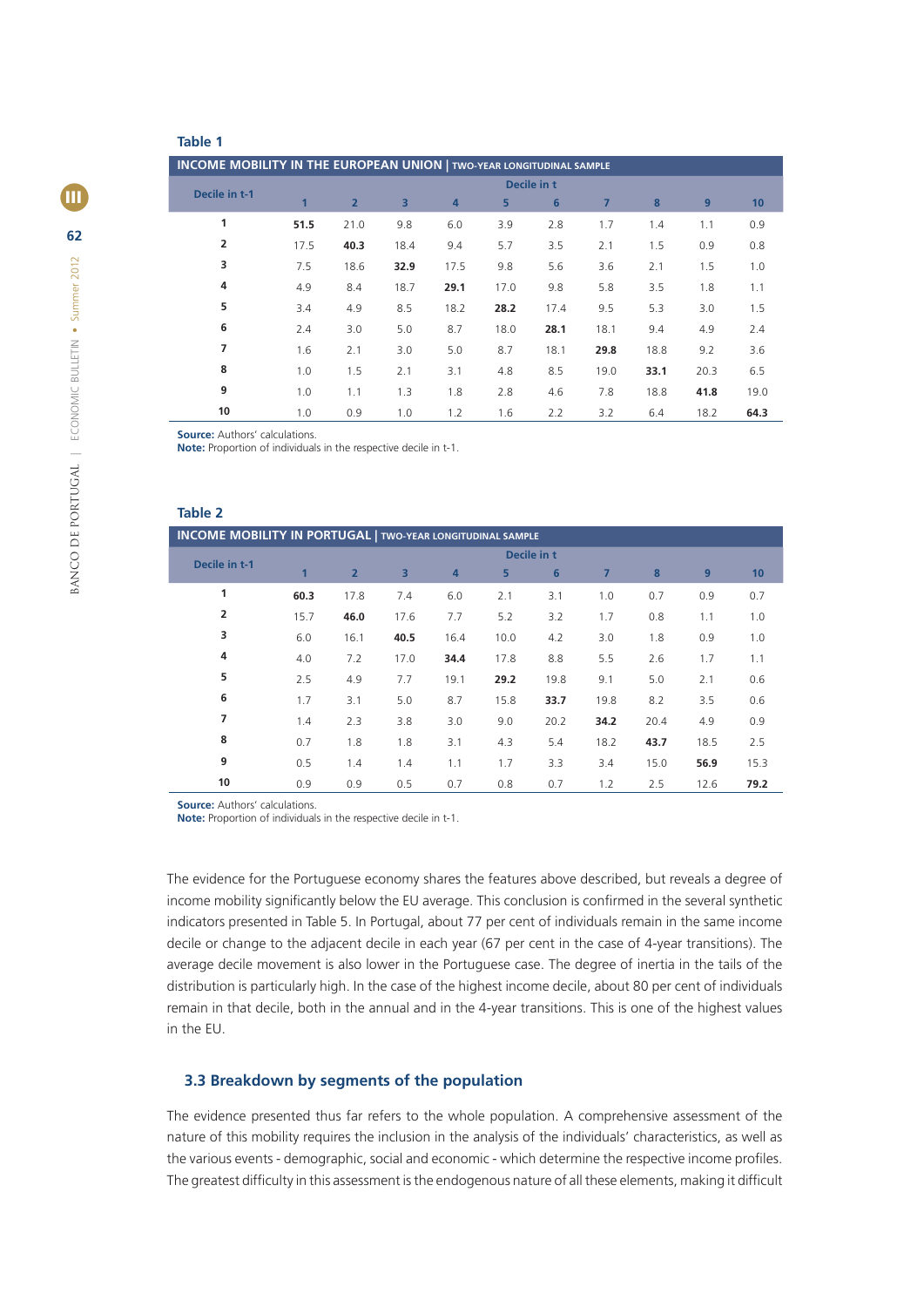**Table 1**

**INCOME MOBILITY IN THE EUROPEAN UNION** | TWO-YEAR LONGITUDINAL SAMPLE

| Decile in t-1 | Decile in t | | | | | | | | | |
|---|---|---|---|---|---|---|---|---|---|---|
| | 1 | 2 | 3 | 4 | 5 | 6 | 7 | 8 | 9 | 10 |
| 1 | **51.5** | 21.0 | 9.8 | 6.0 | 3.9 | 2.8 | 1.7 | 1.4 | 1.1 | 0.9 |
| 2 | 17.5 | **40.3** | 18.4 | 9.4 | 5.7 | 3.5 | 2.1 | 1.5 | 0.9 | 0.8 |
| 3 | 7.5 | 18.6 | **32.9** | 17.5 | 9.8 | 5.6 | 3.6 | 2.1 | 1.5 | 1.0 |
| 4 | 4.9 | 8.4 | 18.7 | **29.1** | 17.0 | 9.8 | 5.8 | 3.5 | 1.8 | 1.1 |
| 5 | 3.4 | 4.9 | 8.5 | 18.2 | **28.2** | 17.4 | 9.5 | 5.3 | 3.0 | 1.5 |
| 6 | 2.4 | 3.0 | 5.0 | 8.7 | 18.0 | **28.1** | 18.1 | 9.4 | 4.9 | 2.4 |
| 7 | 1.6 | 2.1 | 3.0 | 5.0 | 8.7 | 18.1 | **29.8** | 18.8 | 9.2 | 3.6 |
| 8 | 1.0 | 1.5 | 2.1 | 3.1 | 4.8 | 8.5 | 19.0 | **33.1** | 20.3 | 6.5 |
| 9 | 1.0 | 1.1 | 1.3 | 1.8 | 2.8 | 4.6 | 7.8 | 18.8 | **41.8** | 19.0 |
| 10 | 1.0 | 0.9 | 1.0 | 1.2 | 1.6 | 2.2 | 3.2 | 6.4 | 18.2 | **64.3** |

**Source:** Authors' calculations.
**Note:** Proportion of individuals in the respective decile in t-1.

**Table 2**

**INCOME MOBILITY IN PORTUGAL** | TWO-YEAR LONGITUDINAL SAMPLE

| Decile in t-1 | Decile in t | | | | | | | | | |
|---|---|---|---|---|---|---|---|---|---|---|
| | 1 | 2 | 3 | 4 | 5 | 6 | 7 | 8 | 9 | 10 |
| 1 | **60.3** | 17.8 | 7.4 | 6.0 | 2.1 | 3.1 | 1.0 | 0.7 | 0.9 | 0.7 |
| 2 | 15.7 | **46.0** | 17.6 | 7.7 | 5.2 | 3.2 | 1.7 | 0.8 | 1.1 | 1.0 |
| 3 | 6.0 | 16.1 | **40.5** | 16.4 | 10.0 | 4.2 | 3.0 | 1.8 | 0.9 | 1.0 |
| 4 | 4.0 | 7.2 | 17.0 | **34.4** | 17.8 | 8.8 | 5.5 | 2.6 | 1.7 | 1.1 |
| 5 | 2.5 | 4.9 | 7.7 | 19.1 | **29.2** | 19.8 | 9.1 | 5.0 | 2.1 | 0.6 |
| 6 | 1.7 | 3.1 | 5.0 | 8.7 | 15.8 | **33.7** | 19.8 | 8.2 | 3.5 | 0.6 |
| 7 | 1.4 | 2.3 | 3.8 | 3.0 | 9.0 | 20.2 | **34.2** | 20.4 | 4.9 | 0.9 |
| 8 | 0.7 | 1.8 | 1.8 | 3.1 | 4.3 | 5.4 | 18.2 | **43.7** | 18.5 | 2.5 |
| 9 | 0.5 | 1.4 | 1.4 | 1.1 | 1.7 | 3.3 | 3.4 | 15.0 | **56.9** | 15.3 |
| 10 | 0.9 | 0.9 | 0.5 | 0.7 | 0.8 | 0.7 | 1.2 | 2.5 | 12.6 | **79.2** |

**Source:** Authors' calculations.
**Note:** Proportion of individuals in the respective decile in t-1.

The evidence for the Portuguese economy shares the features above described, but reveals a degree of income mobility significantly below the EU average. This conclusion is confirmed in the several synthetic indicators presented in Table 5. In Portugal, about 77 per cent of individuals remain in the same income decile or change to the adjacent decile in each year (67 per cent in the case of 4-year transitions). The average decile movement is also lower in the Portuguese case. The degree of inertia in the tails of the distribution is particularly high. In the case of the highest income decile, about 80 per cent of individuals remain in that decile, both in the annual and in the 4-year transitions. This is one of the highest values in the EU.

### 3.3 Breakdown by segments of the population

The evidence presented thus far refers to the whole population. A comprehensive assessment of the nature of this mobility requires the inclusion in the analysis of the individuals' characteristics, as well as the various events - demographic, social and economic - which determine the respective income profiles. The greatest difficulty in this assessment is the endogenous nature of all these elements, making it difficult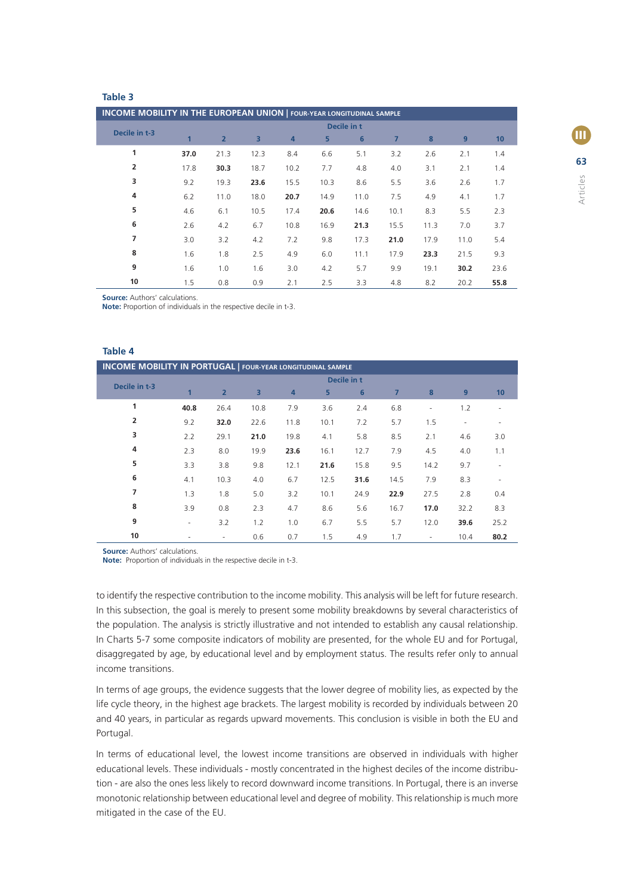**Table 3**

**INCOME MOBILITY IN THE EUROPEAN UNION** | FOUR-YEAR LONGITUDINAL SAMPLE

| Decile in t-3 | Decile in t | | | | | | | | | |
|---|---|---|---|---|---|---|---|---|---|---|
| | 1 | 2 | 3 | 4 | 5 | 6 | 7 | 8 | 9 | 10 |
| 1 | **37.0** | 21.3 | 12.3 | 8.4 | 6.6 | 5.1 | 3.2 | 2.6 | 2.1 | 1.4 |
| 2 | 17.8 | **30.3** | 18.7 | 10.2 | 7.7 | 4.8 | 4.0 | 3.1 | 2.1 | 1.4 |
| 3 | 9.2 | 19.3 | **23.6** | 15.5 | 10.3 | 8.6 | 5.5 | 3.6 | 2.6 | 1.7 |
| 4 | 6.2 | 11.0 | 18.0 | **20.7** | 14.9 | 11.0 | 7.5 | 4.9 | 4.1 | 1.7 |
| 5 | 4.6 | 6.1 | 10.5 | 17.4 | **20.6** | 14.6 | 10.1 | 8.3 | 5.5 | 2.3 |
| 6 | 2.6 | 4.2 | 6.7 | 10.8 | 16.9 | **21.3** | 15.5 | 11.3 | 7.0 | 3.7 |
| 7 | 3.0 | 3.2 | 4.2 | 7.2 | 9.8 | 17.3 | **21.0** | 17.9 | 11.0 | 5.4 |
| 8 | 1.6 | 1.8 | 2.5 | 4.9 | 6.0 | 11.1 | 17.9 | **23.3** | 21.5 | 9.3 |
| 9 | 1.6 | 1.0 | 1.6 | 3.0 | 4.2 | 5.7 | 9.9 | 19.1 | **30.2** | 23.6 |
| 10 | 1.5 | 0.8 | 0.9 | 2.1 | 2.5 | 3.3 | 4.8 | 8.2 | 20.2 | **55.8** |

**Source:** Authors' calculations.
**Note:** Proportion of individuals in the respective decile in t-3.

**Table 4**

**INCOME MOBILITY IN PORTUGAL** | FOUR-YEAR LONGITUDINAL SAMPLE

| Decile in t-3 | Decile in t | | | | | | | | | |
|---|---|---|---|---|---|---|---|---|---|---|
| | 1 | 2 | 3 | 4 | 5 | 6 | 7 | 8 | 9 | 10 |
| 1 | **40.8** | 26.4 | 10.8 | 7.9 | 3.6 | 2.4 | 6.8 | - | 1.2 | - |
| 2 | 9.2 | **32.0** | 22.6 | 11.8 | 10.1 | 7.2 | 5.7 | 1.5 | - | - |
| 3 | 2.2 | 29.1 | **21.0** | 19.8 | 4.1 | 5.8 | 8.5 | 2.1 | 4.6 | 3.0 |
| 4 | 2.3 | 8.0 | 19.9 | **23.6** | 16.1 | 12.7 | 7.9 | 4.5 | 4.0 | 1.1 |
| 5 | 3.3 | 3.8 | 9.8 | 12.1 | **21.6** | 15.8 | 9.5 | 14.2 | 9.7 | - |
| 6 | 4.1 | 10.3 | 4.0 | 6.7 | 12.5 | **31.6** | 14.5 | 7.9 | 8.3 | - |
| 7 | 1.3 | 1.8 | 5.0 | 3.2 | 10.1 | 24.9 | **22.9** | 27.5 | 2.8 | 0.4 |
| 8 | 3.9 | 0.8 | 2.3 | 4.7 | 8.6 | 5.6 | 16.7 | **17.0** | 32.2 | 8.3 |
| 9 | - | 3.2 | 1.2 | 1.0 | 6.7 | 5.5 | 5.7 | 12.0 | **39.6** | 25.2 |
| 10 | - | - | 0.6 | 0.7 | 1.5 | 4.9 | 1.7 | - | 10.4 | **80.2** |

**Source:** Authors' calculations.
**Note:** Proportion of individuals in the respective decile in t-3.

to identify the respective contribution to the income mobility. This analysis will be left for future research. In this subsection, the goal is merely to present some mobility breakdowns by several characteristics of the population. The analysis is strictly illustrative and not intended to establish any causal relationship. In Charts 5-7 some composite indicators of mobility are presented, for the whole EU and for Portugal, disaggregated by age, by educational level and by employment status. The results refer only to annual income transitions.

In terms of age groups, the evidence suggests that the lower degree of mobility lies, as expected by the life cycle theory, in the highest age brackets. The largest mobility is recorded by individuals between 20 and 40 years, in particular as regards upward movements. This conclusion is visible in both the EU and Portugal.

In terms of educational level, the lowest income transitions are observed in individuals with higher educational levels. These individuals - mostly concentrated in the highest deciles of the income distribution - are also the ones less likely to record downward income transitions. In Portugal, there is an inverse monotonic relationship between educational level and degree of mobility. This relationship is much more mitigated in the case of the EU.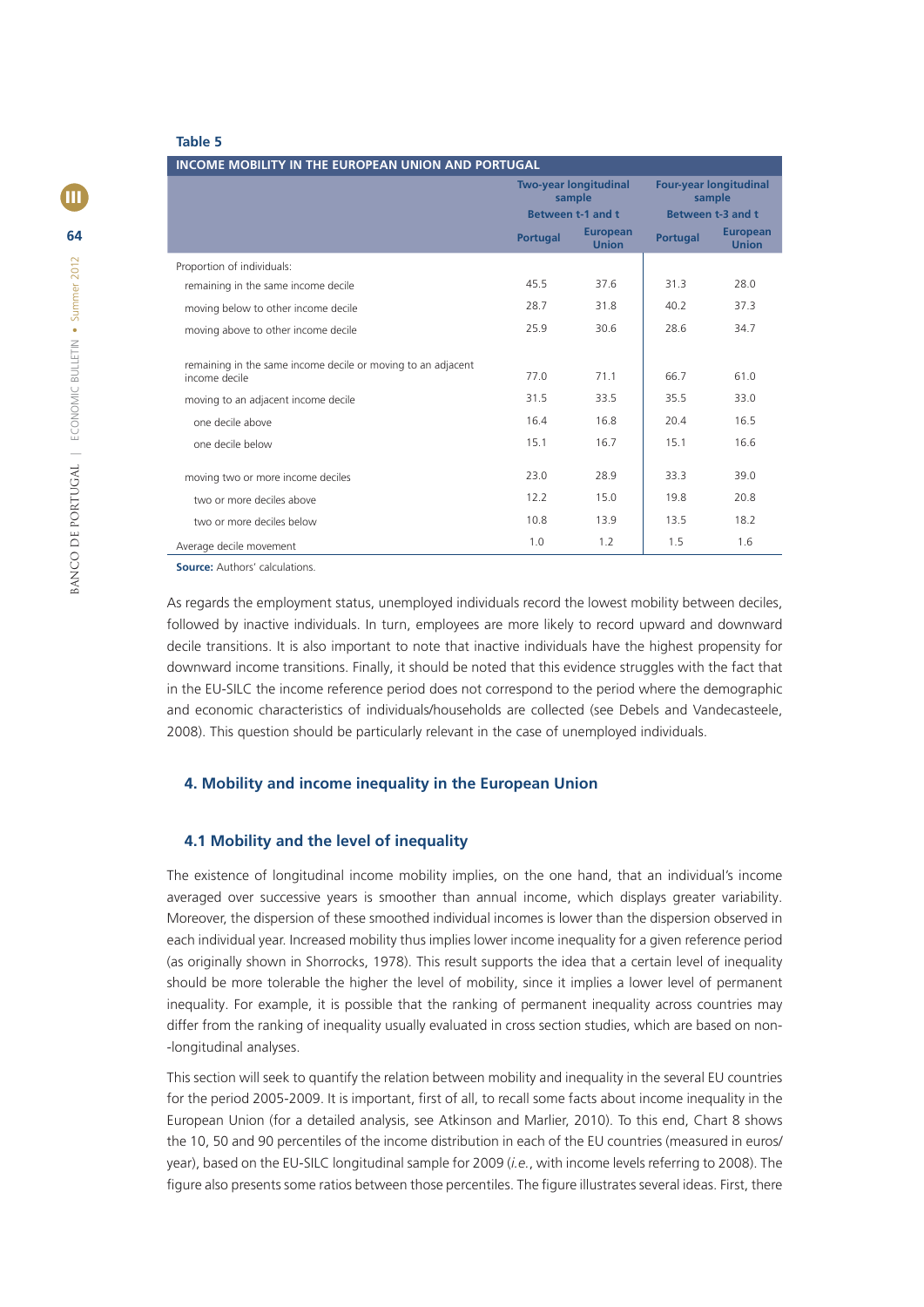**Table 5**

| INCOME MOBILITY IN THE EUROPEAN UNION AND PORTUGAL | Two-year longitudinal sample Between t-1 and t | | Four-year longitudinal sample Between t-3 and t | |
|---|---|---|---|---|
| | Portugal | European Union | Portugal | European Union |
| Proportion of individuals: | | | | |
| remaining in the same income decile | 45.5 | 37.6 | 31.3 | 28.0 |
| moving below to other income decile | 28.7 | 31.8 | 40.2 | 37.3 |
| moving above to other income decile | 25.9 | 30.6 | 28.6 | 34.7 |
| remaining in the same income decile or moving to an adjacent income decile | 77.0 | 71.1 | 66.7 | 61.0 |
| moving to an adjacent income decile | 31.5 | 33.5 | 35.5 | 33.0 |
| one decile above | 16.4 | 16.8 | 20.4 | 16.5 |
| one decile below | 15.1 | 16.7 | 15.1 | 16.6 |
| moving two or more income deciles | 23.0 | 28.9 | 33.3 | 39.0 |
| two or more deciles above | 12.2 | 15.0 | 19.8 | 20.8 |
| two or more deciles below | 10.8 | 13.9 | 13.5 | 18.2 |
| Average decile movement | 1.0 | 1.2 | 1.5 | 1.6 |

**Source:** Authors' calculations.

As regards the employment status, unemployed individuals record the lowest mobility between deciles, followed by inactive individuals. In turn, employees are more likely to record upward and downward decile transitions. It is also important to note that inactive individuals have the highest propensity for downward income transitions. Finally, it should be noted that this evidence struggles with the fact that in the EU-SILC the income reference period does not correspond to the period where the demographic and economic characteristics of individuals/households are collected (see Debels and Vandecasteele, 2008). This question should be particularly relevant in the case of unemployed individuals.

## 4. Mobility and income inequality in the European Union

### 4.1 Mobility and the level of inequality

The existence of longitudinal income mobility implies, on the one hand, that an individual's income averaged over successive years is smoother than annual income, which displays greater variability. Moreover, the dispersion of these smoothed individual incomes is lower than the dispersion observed in each individual year. Increased mobility thus implies lower income inequality for a given reference period (as originally shown in Shorrocks, 1978). This result supports the idea that a certain level of inequality should be more tolerable the higher the level of mobility, since it implies a lower level of permanent inequality. For example, it is possible that the ranking of permanent inequality across countries may differ from the ranking of inequality usually evaluated in cross section studies, which are based on non--longitudinal analyses.

This section will seek to quantify the relation between mobility and inequality in the several EU countries for the period 2005-2009. It is important, first of all, to recall some facts about income inequality in the European Union (for a detailed analysis, see Atkinson and Marlier, 2010). To this end, Chart 8 shows the 10, 50 and 90 percentiles of the income distribution in each of the EU countries (measured in euros/year), based on the EU-SILC longitudinal sample for 2009 (*i.e.*, with income levels referring to 2008). The figure also presents some ratios between those percentiles. The figure illustrates several ideas. First, there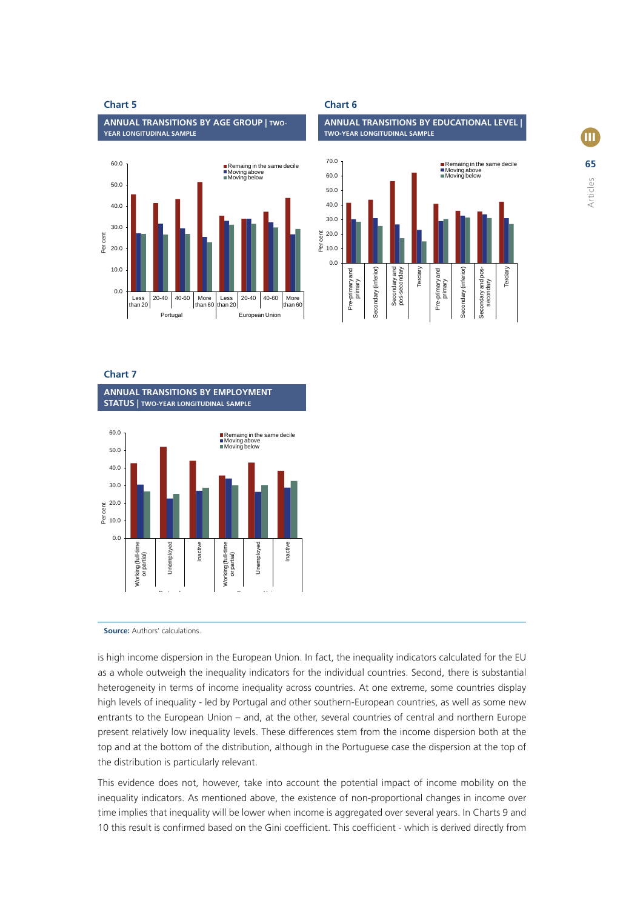**Chart 5**

**ANNUAL TRANSITIONS BY AGE GROUP | TWO-YEAR LONGITUDINAL SAMPLE**

**Chart 6**

**ANNUAL TRANSITIONS BY EDUCATIONAL LEVEL | TWO-YEAR LONGITUDINAL SAMPLE**

**Chart 7**

**ANNUAL TRANSITIONS BY EMPLOYMENT STATUS | TWO-YEAR LONGITUDINAL SAMPLE**

**Source:** Authors' calculations.

is high income dispersion in the European Union. In fact, the inequality indicators calculated for the EU as a whole outweigh the inequality indicators for the individual countries. Second, there is substantial heterogeneity in terms of income inequality across countries. At one extreme, some countries display high levels of inequality - led by Portugal and other southern-European countries, as well as some new entrants to the European Union – and, at the other, several countries of central and northern Europe present relatively low inequality levels. These differences stem from the income dispersion both at the top and at the bottom of the distribution, although in the Portuguese case the dispersion at the top of the distribution is particularly relevant.

This evidence does not, however, take into account the potential impact of income mobility on the inequality indicators. As mentioned above, the existence of non-proportional changes in income over time implies that inequality will be lower when income is aggregated over several years. In Charts 9 and 10 this result is confirmed based on the Gini coefficient. This coefficient - which is derived directly from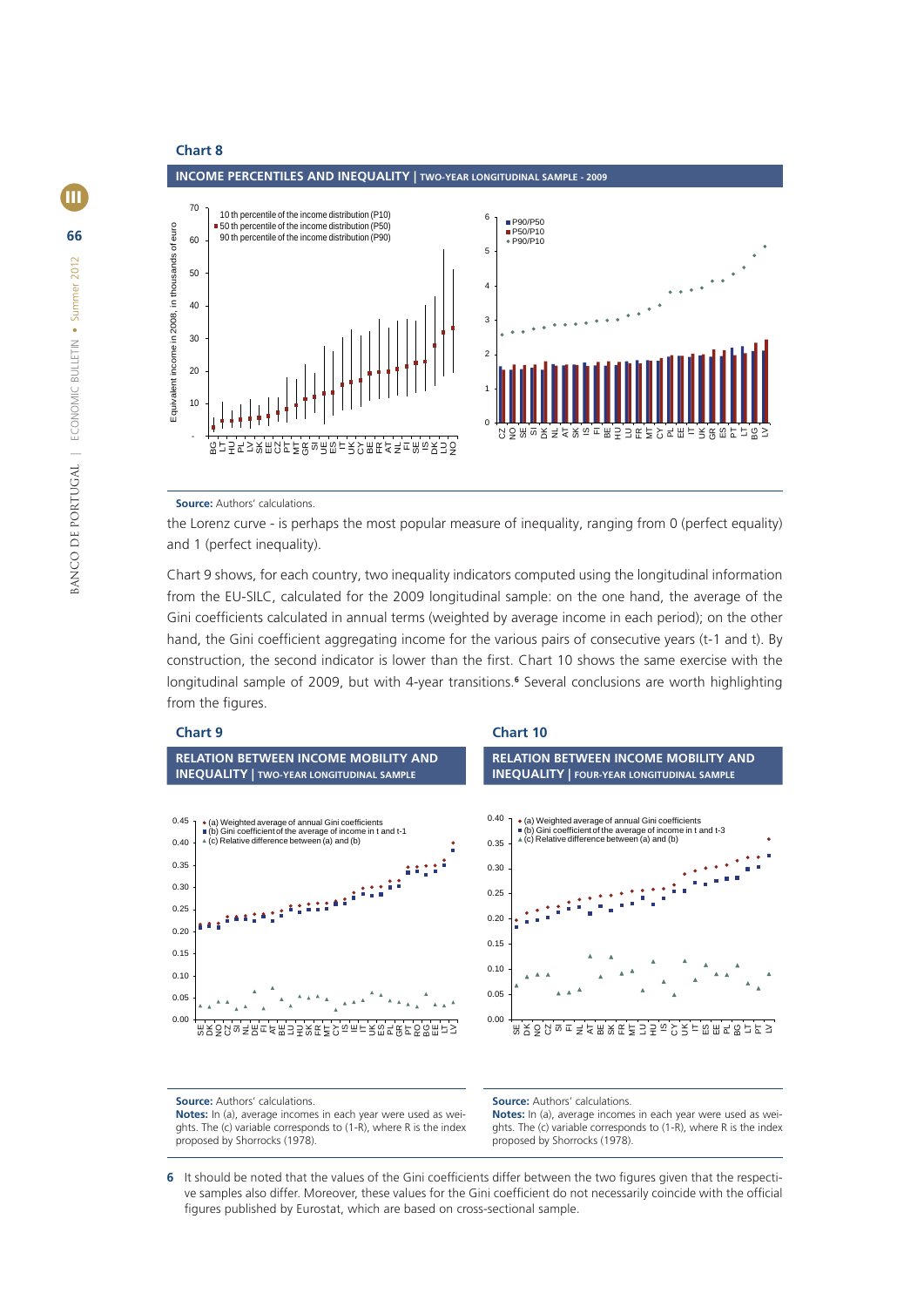**Chart 8**

**INCOME PERCENTILES AND INEQUALITY | TWO-YEAR LONGITUDINAL SAMPLE - 2009**

**Source:** Authors' calculations.

the Lorenz curve - is perhaps the most popular measure of inequality, ranging from 0 (perfect equality) and 1 (perfect inequality).

Chart 9 shows, for each country, two inequality indicators computed using the longitudinal information from the EU-SILC, calculated for the 2009 longitudinal sample: on the one hand, the average of the Gini coefficients calculated in annual terms (weighted by average income in each period); on the other hand, the Gini coefficient aggregating income for the various pairs of consecutive years (t-1 and t). By construction, the second indicator is lower than the first. Chart 10 shows the same exercise with the longitudinal sample of 2009, but with 4-year transitions.[6] Several conclusions are worth highlighting from the figures.

**Chart 9**

**RELATION BETWEEN INCOME MOBILITY AND INEQUALITY | TWO-YEAR LONGITUDINAL SAMPLE**

**Source:** Authors' calculations.
**Notes:** In (a), average incomes in each year were used as weights. The (c) variable corresponds to (1-R), where R is the index proposed by Shorrocks (1978).

**Chart 10**

**RELATION BETWEEN INCOME MOBILITY AND INEQUALITY | FOUR-YEAR LONGITUDINAL SAMPLE**

**Source:** Authors' calculations.
**Notes:** In (a), average incomes in each year were used as weights. The (c) variable corresponds to (1-R), where R is the index proposed by Shorrocks (1978).

6 It should be noted that the values of the Gini coefficients differ between the two figures given that the respective samples also differ. Moreover, these values for the Gini coefficient do not necessarily coincide with the official figures published by Eurostat, which are based on cross-sectional sample.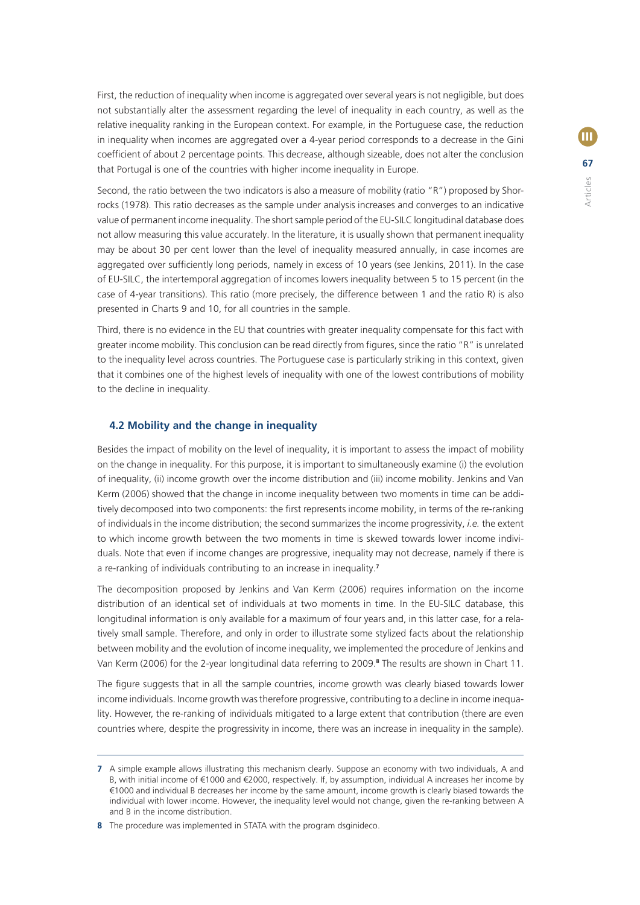First, the reduction of inequality when income is aggregated over several years is not negligible, but does not substantially alter the assessment regarding the level of inequality in each country, as well as the relative inequality ranking in the European context. For example, in the Portuguese case, the reduction in inequality when incomes are aggregated over a 4-year period corresponds to a decrease in the Gini coefficient of about 2 percentage points. This decrease, although sizeable, does not alter the conclusion that Portugal is one of the countries with higher income inequality in Europe.

Second, the ratio between the two indicators is also a measure of mobility (ratio "R") proposed by Shorrocks (1978). This ratio decreases as the sample under analysis increases and converges to an indicative value of permanent income inequality. The short sample period of the EU-SILC longitudinal database does not allow measuring this value accurately. In the literature, it is usually shown that permanent inequality may be about 30 per cent lower than the level of inequality measured annually, in case incomes are aggregated over sufficiently long periods, namely in excess of 10 years (see Jenkins, 2011). In the case of EU-SILC, the intertemporal aggregation of incomes lowers inequality between 5 to 15 percent (in the case of 4-year transitions). This ratio (more precisely, the difference between 1 and the ratio R) is also presented in Charts 9 and 10, for all countries in the sample.

Third, there is no evidence in the EU that countries with greater inequality compensate for this fact with greater income mobility. This conclusion can be read directly from figures, since the ratio "R" is unrelated to the inequality level across countries. The Portuguese case is particularly striking in this context, given that it combines one of the highest levels of inequality with one of the lowest contributions of mobility to the decline in inequality.

### 4.2 Mobility and the change in inequality

Besides the impact of mobility on the level of inequality, it is important to assess the impact of mobility on the change in inequality. For this purpose, it is important to simultaneously examine (i) the evolution of inequality, (ii) income growth over the income distribution and (iii) income mobility. Jenkins and Van Kerm (2006) showed that the change in income inequality between two moments in time can be additively decomposed into two components: the first represents income mobility, in terms of the re-ranking of individuals in the income distribution; the second summarizes the income progressivity, *i.e.* the extent to which income growth between the two moments in time is skewed towards lower income individuals. Note that even if income changes are progressive, inequality may not decrease, namely if there is a re-ranking of individuals contributing to an increase in inequality.[7]

The decomposition proposed by Jenkins and Van Kerm (2006) requires information on the income distribution of an identical set of individuals at two moments in time. In the EU-SILC database, this longitudinal information is only available for a maximum of four years and, in this latter case, for a relatively small sample. Therefore, and only in order to illustrate some stylized facts about the relationship between mobility and the evolution of income inequality, we implemented the procedure of Jenkins and Van Kerm (2006) for the 2-year longitudinal data referring to 2009.[8] The results are shown in Chart 11.

The figure suggests that in all the sample countries, income growth was clearly biased towards lower income individuals. Income growth was therefore progressive, contributing to a decline in income inequality. However, the re-ranking of individuals mitigated to a large extent that contribution (there are even countries where, despite the progressivity in income, there was an increase in inequality in the sample).

---

7 A simple example allows illustrating this mechanism clearly. Suppose an economy with two individuals, A and B, with initial income of €1000 and €2000, respectively. If, by assumption, individual A increases her income by €1000 and individual B decreases her income by the same amount, income growth is clearly biased towards the individual with lower income. However, the inequality level would not change, given the re-ranking between A and B in the income distribution.

8 The procedure was implemented in STATA with the program dsginideco.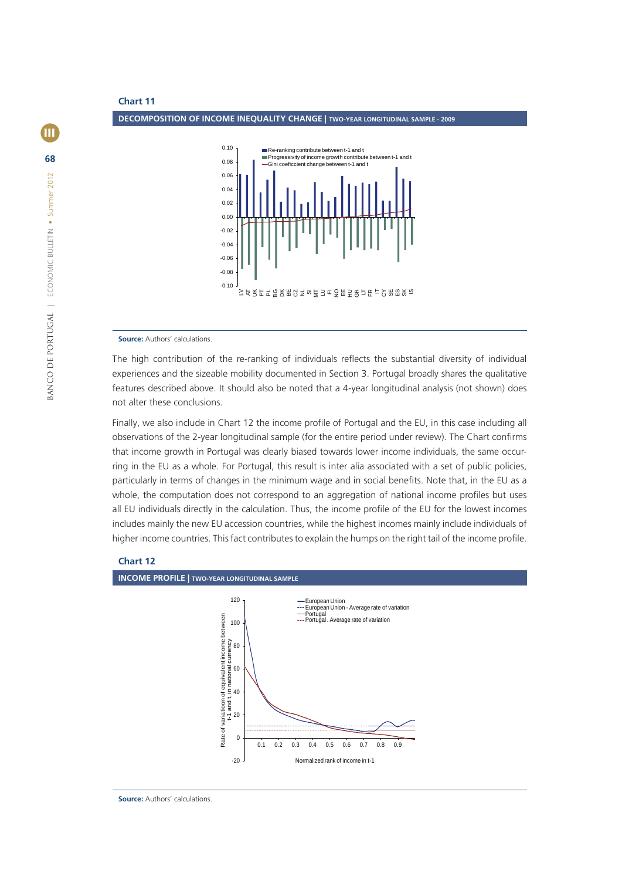**Chart 11**

**DECOMPOSITION OF INCOME INEQUALITY CHANGE | TWO-YEAR LONGITUDINAL SAMPLE - 2009**

**Source:** Authors' calculations.

The high contribution of the re-ranking of individuals reflects the substantial diversity of individual experiences and the sizeable mobility documented in Section 3. Portugal broadly shares the qualitative features described above. It should also be noted that a 4-year longitudinal analysis (not shown) does not alter these conclusions.

Finally, we also include in Chart 12 the income profile of Portugal and the EU, in this case including all observations of the 2-year longitudinal sample (for the entire period under review). The Chart confirms that income growth in Portugal was clearly biased towards lower income individuals, the same occurring in the EU as a whole. For Portugal, this result is inter alia associated with a set of public policies, particularly in terms of changes in the minimum wage and in social benefits. Note that, in the EU as a whole, the computation does not correspond to an aggregation of national income profiles but uses all EU individuals directly in the calculation. Thus, the income profile of the EU for the lowest incomes includes mainly the new EU accession countries, while the highest incomes mainly include individuals of higher income countries. This fact contributes to explain the humps on the right tail of the income profile.

**Chart 12**

**INCOME PROFILE | TWO-YEAR LONGITUDINAL SAMPLE**

**Source:** Authors' calculations.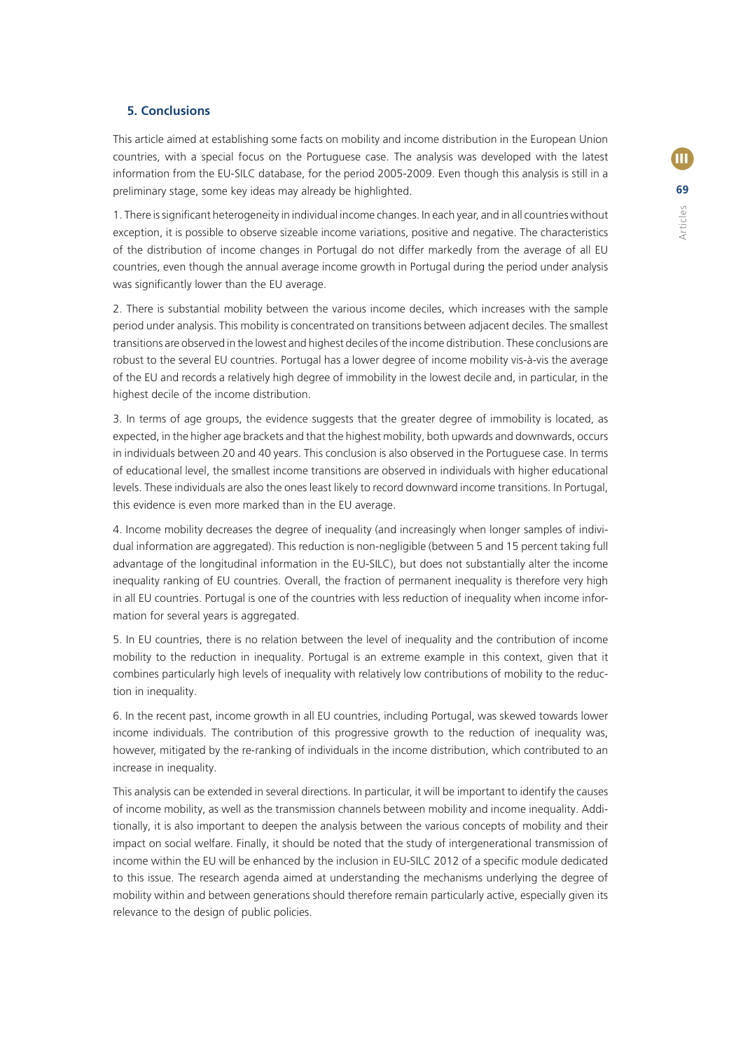## 5. Conclusions

This article aimed at establishing some facts on mobility and income distribution in the European Union countries, with a special focus on the Portuguese case. The analysis was developed with the latest information from the EU-SILC database, for the period 2005-2009. Even though this analysis is still in a preliminary stage, some key ideas may already be highlighted.

1. There is significant heterogeneity in individual income changes. In each year, and in all countries without exception, it is possible to observe sizeable income variations, positive and negative. The characteristics of the distribution of income changes in Portugal do not differ markedly from the average of all EU countries, even though the annual average income growth in Portugal during the period under analysis was significantly lower than the EU average.

2. There is substantial mobility between the various income deciles, which increases with the sample period under analysis. This mobility is concentrated on transitions between adjacent deciles. The smallest transitions are observed in the lowest and highest deciles of the income distribution. These conclusions are robust to the several EU countries. Portugal has a lower degree of income mobility vis-à-vis the average of the EU and records a relatively high degree of immobility in the lowest decile and, in particular, in the highest decile of the income distribution.

3. In terms of age groups, the evidence suggests that the greater degree of immobility is located, as expected, in the higher age brackets and that the highest mobility, both upwards and downwards, occurs in individuals between 20 and 40 years. This conclusion is also observed in the Portuguese case. In terms of educational level, the smallest income transitions are observed in individuals with higher educational levels. These individuals are also the ones least likely to record downward income transitions. In Portugal, this evidence is even more marked than in the EU average.

4. Income mobility decreases the degree of inequality (and increasingly when longer samples of individual information are aggregated). This reduction is non-negligible (between 5 and 15 percent taking full advantage of the longitudinal information in the EU-SILC), but does not substantially alter the income inequality ranking of EU countries. Overall, the fraction of permanent inequality is therefore very high in all EU countries. Portugal is one of the countries with less reduction of inequality when income information for several years is aggregated.

5. In EU countries, there is no relation between the level of inequality and the contribution of income mobility to the reduction in inequality. Portugal is an extreme example in this context, given that it combines particularly high levels of inequality with relatively low contributions of mobility to the reduction in inequality.

6. In the recent past, income growth in all EU countries, including Portugal, was skewed towards lower income individuals. The contribution of this progressive growth to the reduction of inequality was, however, mitigated by the re-ranking of individuals in the income distribution, which contributed to an increase in inequality.

This analysis can be extended in several directions. In particular, it will be important to identify the causes of income mobility, as well as the transmission channels between mobility and income inequality. Additionally, it is also important to deepen the analysis between the various concepts of mobility and their impact on social welfare. Finally, it should be noted that the study of intergenerational transmission of income within the EU will be enhanced by the inclusion in EU-SILC 2012 of a specific module dedicated to this issue. The research agenda aimed at understanding the mechanisms underlying the degree of mobility within and between generations should therefore remain particularly active, especially given its relevance to the design of public policies.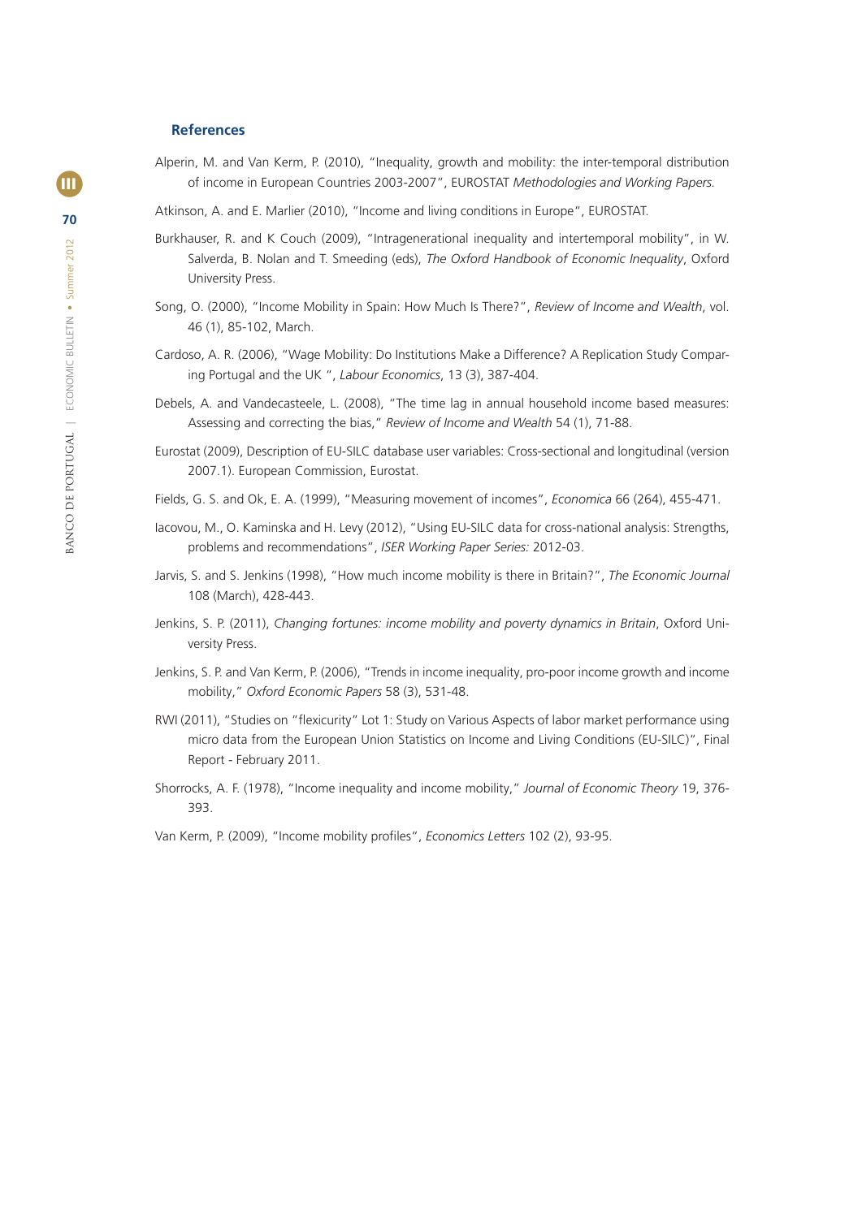### References

Alperin, M. and Van Kerm, P. (2010), "Inequality, growth and mobility: the inter-temporal distribution of income in European Countries 2003-2007", EUROSTAT *Methodologies and Working Papers.*

Atkinson, A. and E. Marlier (2010), "Income and living conditions in Europe", EUROSTAT.

Burkhauser, R. and K Couch (2009), "Intragenerational inequality and intertemporal mobility", in W. Salverda, B. Nolan and T. Smeeding (eds), *The Oxford Handbook of Economic Inequality*, Oxford University Press.

Song, O. (2000), "Income Mobility in Spain: How Much Is There?", *Review of Income and Wealth*, vol. 46 (1), 85-102, March.

Cardoso, A. R. (2006), "Wage Mobility: Do Institutions Make a Difference? A Replication Study Comparing Portugal and the UK ", *Labour Economics*, 13 (3), 387-404.

Debels, A. and Vandecasteele, L. (2008), "The time lag in annual household income based measures: Assessing and correcting the bias," *Review of Income and Wealth* 54 (1), 71-88.

Eurostat (2009), Description of EU-SILC database user variables: Cross-sectional and longitudinal (version 2007.1). European Commission, Eurostat.

Fields, G. S. and Ok, E. A. (1999), "Measuring movement of incomes", *Economica* 66 (264), 455-471.

Iacovou, M., O. Kaminska and H. Levy (2012), "Using EU-SILC data for cross-national analysis: Strengths, problems and recommendations", *ISER Working Paper Series:* 2012-03.

Jarvis, S. and S. Jenkins (1998), "How much income mobility is there in Britain?", *The Economic Journal* 108 (March), 428-443.

Jenkins, S. P. (2011), *Changing fortunes: income mobility and poverty dynamics in Britain*, Oxford University Press.

Jenkins, S. P. and Van Kerm, P. (2006), "Trends in income inequality, pro-poor income growth and income mobility," *Oxford Economic Papers* 58 (3), 531-48.

RWI (2011), "Studies on "flexicurity" Lot 1: Study on Various Aspects of labor market performance using micro data from the European Union Statistics on Income and Living Conditions (EU-SILC)", Final Report - February 2011.

Shorrocks, A. F. (1978), "Income inequality and income mobility," *Journal of Economic Theory* 19, 376-393.

Van Kerm, P. (2009), "Income mobility profiles", *Economics Letters* 102 (2), 93-95.